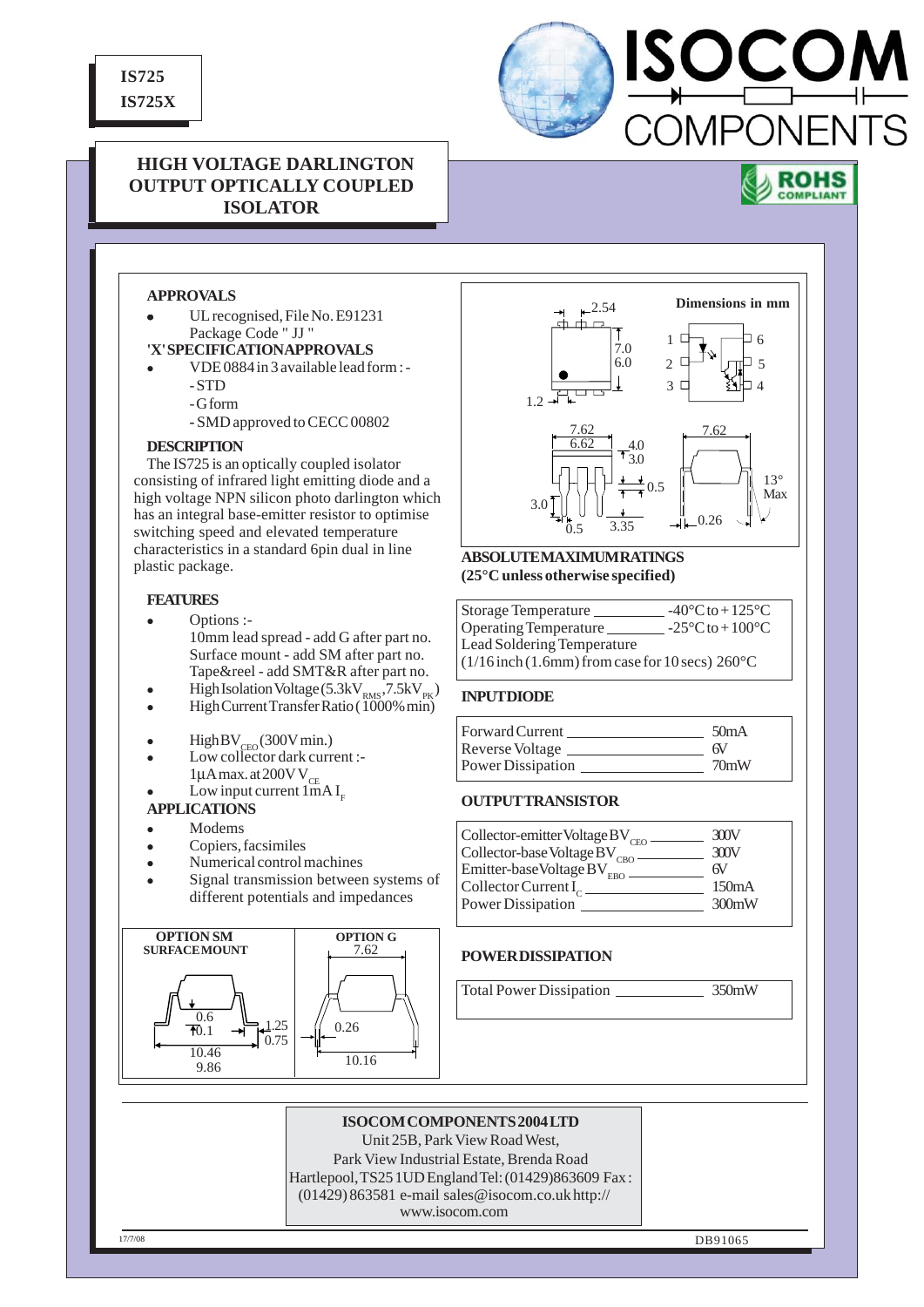**IS725**
**IS725X**

# HIGH VOLTAGE DARLINGTON OUTPUT OPTICALLY COUPLED ISOLATOR

ISOCOM COMPONENTS

ROHS COMPLIANT

## APPROVALS

- UL recognised, File No. E91231
  Package Code " JJ "

**'X' SPECIFICATION APPROVALS**

- VDE 0884 in 3 available lead form : -
  - STD
  - G form
  - SMD approved to CECC 00802

## DESCRIPTION

The IS725 is an optically coupled isolator consisting of infrared light emitting diode and a high voltage NPN silicon photo darlington which has an integral base-emitter resistor to optimise switching speed and elevated temperature characteristics in a standard 6pin dual in line plastic package.

## FEATURES

- Options :-
  10mm lead spread - add G after part no.
  Surface mount - add SM after part no.
  Tape&reel - add SMT&R after part no.
- High Isolation Voltage (5.3kV$_{RMS}$, 7.5kV$_{PK}$)
- High Current Transfer Ratio ( 1000% min)
- High BV$_{CEO}$ (300V min.)
- Low collector dark current :-
  1µA max. at 200V V$_{CE}$
- Low input current 1mA I$_F$

## APPLICATIONS

- Modems
- Copiers, facsimiles
- Numerical control machines
- Signal transmission between systems of different potentials and impedances

**OPTION SM SURFACE MOUNT** — 0.6, 0.1, 1.25, 0.75, 10.46, 9.86

**OPTION G** — 7.62, 0.26, 10.16

**Dimensions in mm** — 2.54, 7.0, 6.0, 1.2, 7.62, 6.62, 4.0, 3.0, 0.5, 3.0, 0.5, 3.35, 7.62, 0.26, 13° Max; pins 1, 2, 3, 4, 5, 6

## ABSOLUTE MAXIMUM RATINGS
**(25°C unless otherwise specified)**

| Parameter | Rating |
|---|---|
| Storage Temperature | -40°C to + 125°C |
| Operating Temperature | -25°C to + 100°C |
| Lead Soldering Temperature (1/16 inch (1.6mm) from case for 10 secs) | 260°C |

### INPUT DIODE

| Parameter | Rating |
|---|---|
| Forward Current | 50mA |
| Reverse Voltage | 6V |
| Power Dissipation | 70mW |

### OUTPUT TRANSISTOR

| Parameter | Rating |
|---|---|
| Collector-emitter Voltage BV$_{CEO}$ | 300V |
| Collector-base Voltage BV$_{CBO}$ | 300V |
| Emitter-base Voltage BV$_{EBO}$ | 6V |
| Collector Current I$_C$ | 150mA |
| Power Dissipation | 300mW |

### POWER DISSIPATION

| Parameter | Rating |
|---|---|
| Total Power Dissipation | 350mW |

**ISOCOM COMPONENTS 2004 LTD**
Unit 25B, Park View Road West,
Park View Industrial Estate, Brenda Road
Hartlepool, TS25 1UD England Tel: (01429)863609 Fax : (01429) 863581 e-mail sales@isocom.co.uk http:// www.isocom.com

17/7/08 DB91065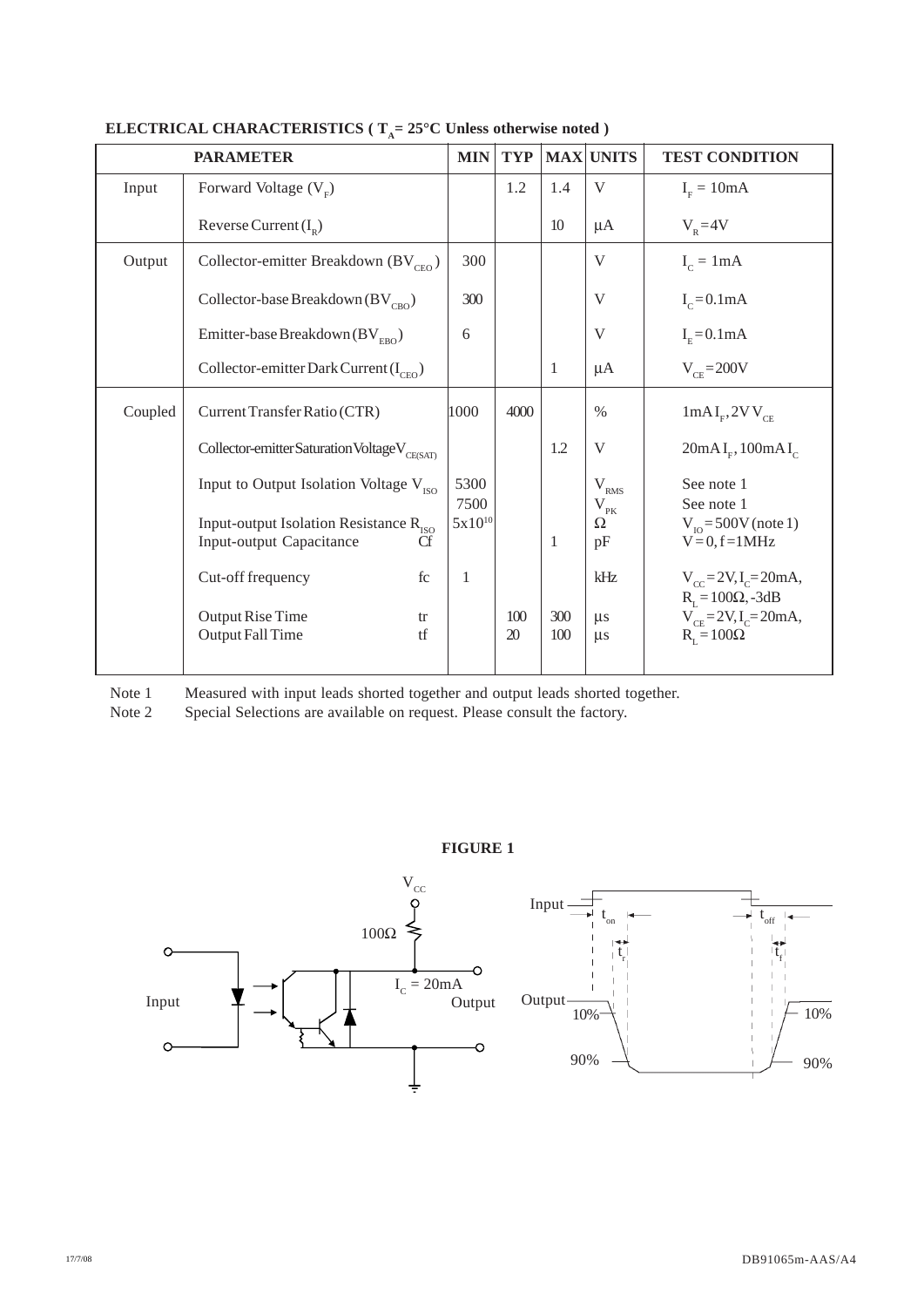## ELECTRICAL CHARACTERISTICS ( $T_A$ = 25°C Unless otherwise noted )

| PARAMETER | | MIN | TYP | MAX | UNITS | TEST CONDITION |
|---|---|---|---|---|---|---|
| Input | Forward Voltage ($V_F$) | | 1.2 | 1.4 | V | $I_F$ = 10mA |
| | Reverse Current ($I_R$) | | | 10 | μA | $V_R$ = 4V |
| Output | Collector-emitter Breakdown ($BV_{CEO}$) | 300 | | | V | $I_C$ = 1mA |
| | Collector-base Breakdown ($BV_{CBO}$) | 300 | | | V | $I_C$ = 0.1mA |
| | Emitter-base Breakdown ($BV_{EBO}$) | 6 | | | V | $I_E$ = 0.1mA |
| | Collector-emitter Dark Current ($I_{CEO}$) | | | 1 | μA | $V_{CE}$ = 200V |
| Coupled | Current Transfer Ratio (CTR) | 1000 | 4000 | | % | 1mA $I_F$, 2V $V_{CE}$ |
| | Collector-emitter Saturation Voltage $V_{CE(SAT)}$ | | | 1.2 | V | 20mA $I_F$, 100mA $I_C$ |
| | Input to Output Isolation Voltage $V_{ISO}$ | 5300 | | | $V_{RMS}$ | See note 1 |
| | | 7500 | | | $V_{PK}$ | See note 1 |
| | Input-output Isolation Resistance $R_{ISO}$ | $5x10^{10}$ | | | Ω | $V_{IO}$ = 500V (note 1) |
| | Input-output Capacitance Cf | | | 1 | pF | V = 0, f = 1MHz |
| | Cut-off frequency fc | 1 | | | kHz | $V_{CC}$ = 2V, $I_C$ = 20mA, $R_L$ = 100Ω, -3dB |
| | Output Rise Time tr | | 100 | 300 | μs | $V_{CE}$ = 2V, $I_C$ = 20mA, $R_L$ = 100Ω |
| | Output Fall Time tf | | 20 | 100 | μs | |

Note 1 Measured with input leads shorted together and output leads shorted together.
Note 2 Special Selections are available on request. Please consult the factory.

**FIGURE 1**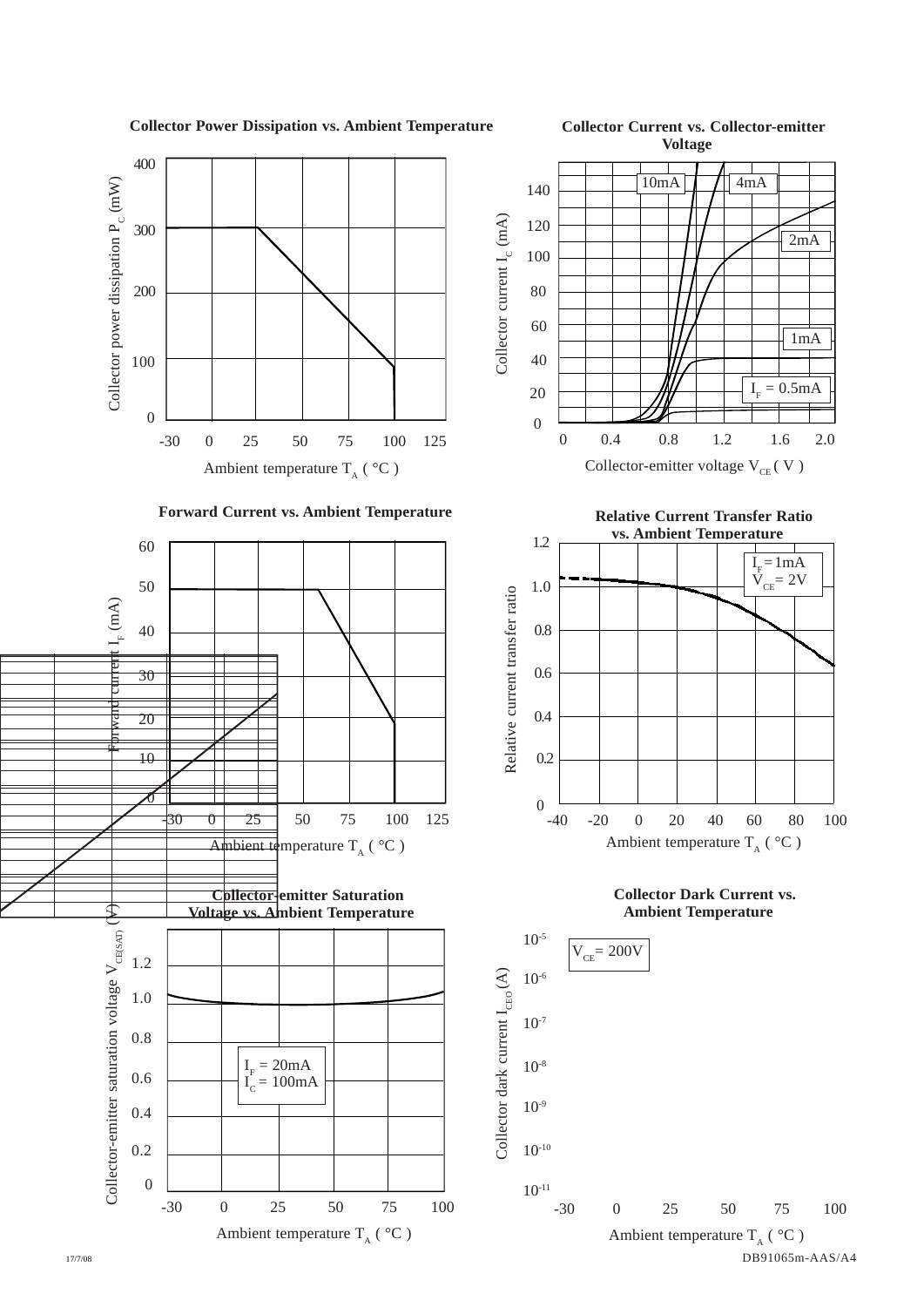**Collector Power Dissipation vs. Ambient Temperature**

Collector power dissipation $P_C$ (mW)

400
300
200
100
0

-30 0 25 50 75 100 125

Ambient temperature $T_A$ ( °C )

**Collector Current vs. Collector-emitter Voltage**

Collector current $I_C$ (mA)

140
120
100
80
60
40
20
0

10mA
4mA
2mA
1mA
$I_F$ = 0.5mA

0 0.4 0.8 1.2 1.6 2.0

Collector-emitter voltage $V_{CE}$ ( V )

**Forward Current vs. Ambient Temperature**

Forward current $I_F$ (mA)

60
50
40
30
20
10
0

-30 0 25 50 75 100 125

Ambient temperature $T_A$ ( °C )

**Relative Current Transfer Ratio vs. Ambient Temperature**

Relative current transfer ratio

1.2
1.0
0.8
0.6
0.4
0.2
0

$I_F$ = 1mA
$V_{CE}$ = 2V

-40 -20 0 20 40 60 80 100

Ambient temperature $T_A$ ( °C )

**Collector-emitter Saturation Voltage vs. Ambient Temperature**

Collector-emitter saturation voltage $V_{CE(SAT)}$ (V)

1.2
1.0
0.8
0.6
0.4
0.2
0

$I_F$ = 20mA
$I_C$ = 100mA

-30 0 25 50 75 100

Ambient temperature $T_A$ ( °C )

**Collector Dark Current vs. Ambient Temperature**

Collector dark current $I_{CEO}$ (A)

$10^{-5}$
$10^{-6}$
$10^{-7}$
$10^{-8}$
$10^{-9}$
$10^{-10}$
$10^{-11}$

$V_{CE}$ = 200V

-30 0 25 50 75 100

Ambient temperature $T_A$ ( °C )

17/7/08

DB91065m-AAS/A4